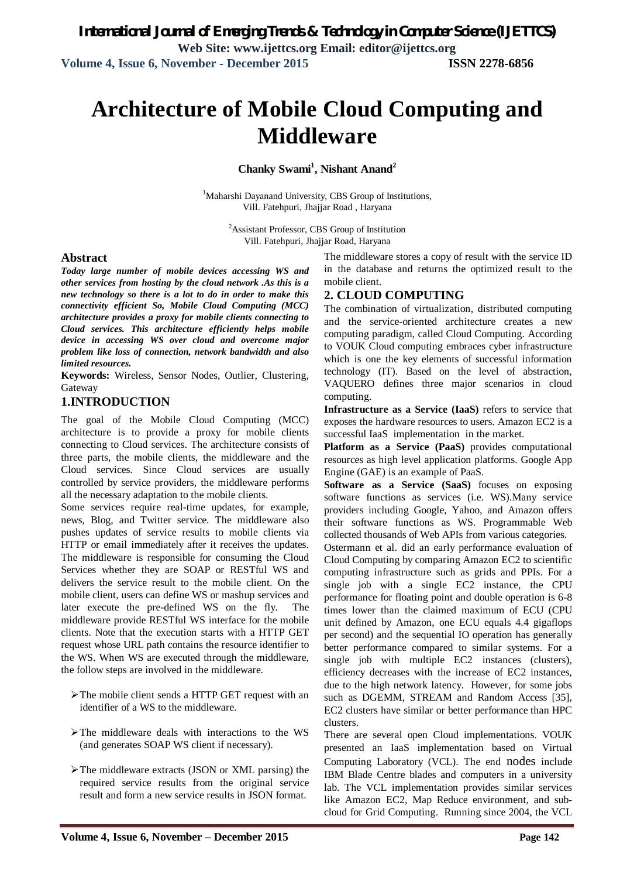# Architecture of Mobile Cloud Computing and Middleware

**Chanky Swami[1], Nishant Anand[2]**

[1]Maharshi Dayanand University, CBS Group of Institutions, Vill. Fatehpuri, Jhajjar Road , Haryana

[2]Assistant Professor, CBS Group of Institution Vill. Fatehpuri, Jhajjar Road, Haryana

## Abstract

***Today large number of mobile devices accessing WS and other services from hosting by the cloud network .As this is a new technology so there is a lot to do in order to make this connectivity efficient So, Mobile Cloud Computing (MCC) architecture provides a proxy for mobile clients connecting to Cloud services. This architecture efficiently helps mobile device in accessing WS over cloud and overcome major problem like loss of connection, network bandwidth and also limited resources.***

**Keywords:** Wireless, Sensor Nodes, Outlier, Clustering, Gateway

## 1.INTRODUCTION

The goal of the Mobile Cloud Computing (MCC) architecture is to provide a proxy for mobile clients connecting to Cloud services. The architecture consists of three parts, the mobile clients, the middleware and the Cloud services. Since Cloud services are usually controlled by service providers, the middleware performs all the necessary adaptation to the mobile clients.

Some services require real-time updates, for example, news, Blog, and Twitter service. The middleware also pushes updates of service results to mobile clients via HTTP or email immediately after it receives the updates. The middleware is responsible for consuming the Cloud Services whether they are SOAP or RESTful WS and delivers the service result to the mobile client. On the mobile client, users can define WS or mashup services and later execute the pre-defined WS on the fly. The middleware provide RESTful WS interface for the mobile clients. Note that the execution starts with a HTTP GET request whose URL path contains the resource identifier to the WS. When WS are executed through the middleware, the follow steps are involved in the middleware.

- The mobile client sends a HTTP GET request with an identifier of a WS to the middleware.
- The middleware deals with interactions to the WS (and generates SOAP WS client if necessary).
- The middleware extracts (JSON or XML parsing) the required service results from the original service result and form a new service results in JSON format.

The middleware stores a copy of result with the service ID in the database and returns the optimized result to the mobile client.

## 2. CLOUD COMPUTING

The combination of virtualization, distributed computing and the service-oriented architecture creates a new computing paradigm, called Cloud Computing. According to VOUK Cloud computing embraces cyber infrastructure which is one the key elements of successful information technology (IT). Based on the level of abstraction, VAQUERO defines three major scenarios in cloud computing.

**Infrastructure as a Service (IaaS)** refers to service that exposes the hardware resources to users. Amazon EC2 is a successful IaaS implementation in the market.

**Platform as a Service (PaaS)** provides computational resources as high level application platforms. Google App Engine (GAE) is an example of PaaS.

**Software as a Service (SaaS)** focuses on exposing software functions as services (i.e. WS).Many service providers including Google, Yahoo, and Amazon offers their software functions as WS. Programmable Web collected thousands of Web APIs from various categories.

Ostermann et al. did an early performance evaluation of Cloud Computing by comparing Amazon EC2 to scientific computing infrastructure such as grids and PPIs. For a single job with a single EC2 instance, the CPU performance for floating point and double operation is 6-8 times lower than the claimed maximum of ECU (CPU unit defined by Amazon, one ECU equals 4.4 gigaflops per second) and the sequential IO operation has generally better performance compared to similar systems. For a single job with multiple EC2 instances (clusters), efficiency decreases with the increase of EC2 instances, due to the high network latency. However, for some jobs such as DGEMM, STREAM and Random Access [35], EC2 clusters have similar or better performance than HPC clusters.

There are several open Cloud implementations. VOUK presented an IaaS implementation based on Virtual Computing Laboratory (VCL). The end nodes include IBM Blade Centre blades and computers in a university lab. The VCL implementation provides similar services like Amazon EC2, Map Reduce environment, and sub-cloud for Grid Computing. Running since 2004, the VCL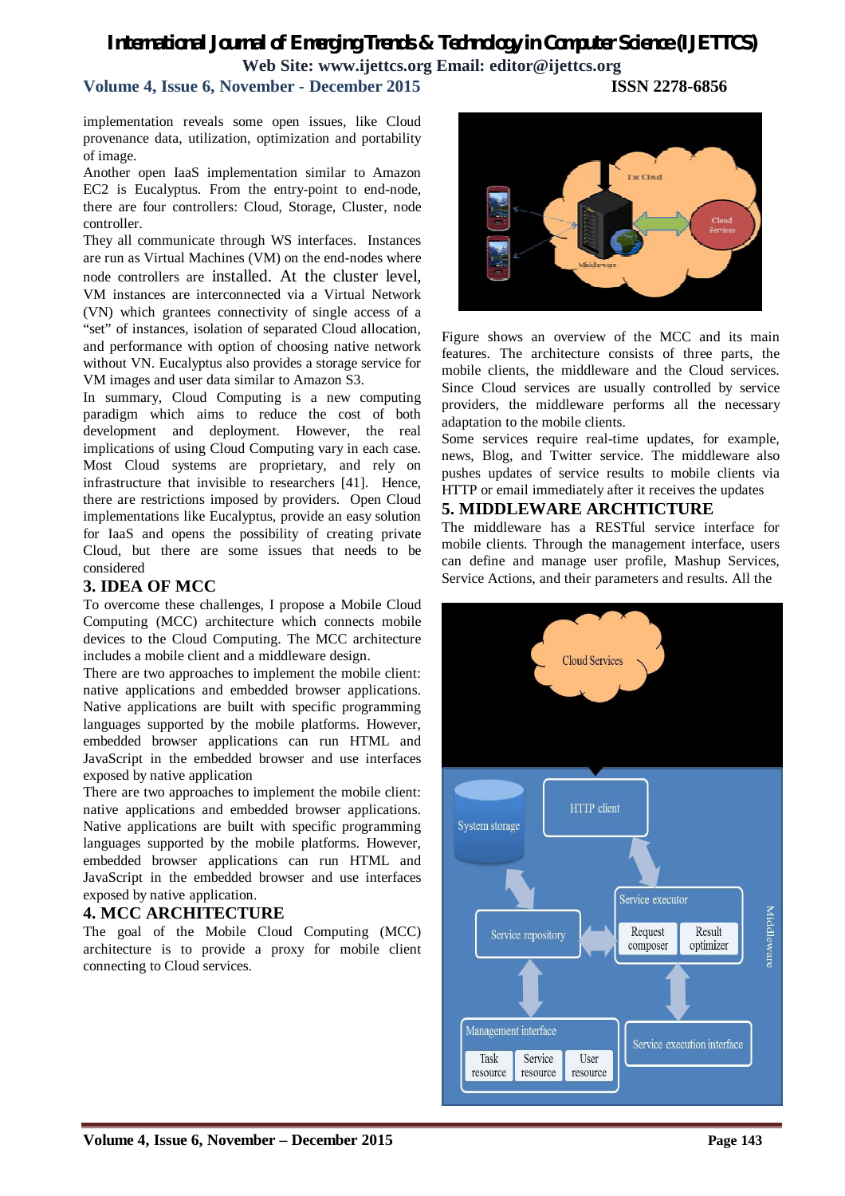implementation reveals some open issues, like Cloud provenance data, utilization, optimization and portability of image.

Another open IaaS implementation similar to Amazon EC2 is Eucalyptus. From the entry-point to end-node, there are four controllers: Cloud, Storage, Cluster, node controller.

They all communicate through WS interfaces. Instances are run as Virtual Machines (VM) on the end-nodes where node controllers are installed. At the cluster level, VM instances are interconnected via a Virtual Network (VN) which grantees connectivity of single access of a "set" of instances, isolation of separated Cloud allocation, and performance with option of choosing native network without VN. Eucalyptus also provides a storage service for VM images and user data similar to Amazon S3.

In summary, Cloud Computing is a new computing paradigm which aims to reduce the cost of both development and deployment. However, the real implications of using Cloud Computing vary in each case. Most Cloud systems are proprietary, and rely on infrastructure that invisible to researchers [41]. Hence, there are restrictions imposed by providers. Open Cloud implementations like Eucalyptus, provide an easy solution for IaaS and opens the possibility of creating private Cloud, but there are some issues that needs to be considered

## 3. IDEA OF MCC

To overcome these challenges, I propose a Mobile Cloud Computing (MCC) architecture which connects mobile devices to the Cloud Computing. The MCC architecture includes a mobile client and a middleware design.

There are two approaches to implement the mobile client: native applications and embedded browser applications. Native applications are built with specific programming languages supported by the mobile platforms. However, embedded browser applications can run HTML and JavaScript in the embedded browser and use interfaces exposed by native application

There are two approaches to implement the mobile client: native applications and embedded browser applications. Native applications are built with specific programming languages supported by the mobile platforms. However, embedded browser applications can run HTML and JavaScript in the embedded browser and use interfaces exposed by native application.

## 4. MCC ARCHITECTURE

The goal of the Mobile Cloud Computing (MCC) architecture is to provide a proxy for mobile client connecting to Cloud services.

Figure shows an overview of the MCC and its main features. The architecture consists of three parts, the mobile clients, the middleware and the Cloud services. Since Cloud services are usually controlled by service providers, the middleware performs all the necessary adaptation to the mobile clients.

Some services require real-time updates, for example, news, Blog, and Twitter service. The middleware also pushes updates of service results to mobile clients via HTTP or email immediately after it receives the updates

## 5. MIDDLEWARE ARCHTICTURE

The middleware has a RESTful service interface for mobile clients. Through the management interface, users can define and manage user profile, Mashup Services, Service Actions, and their parameters and results. All the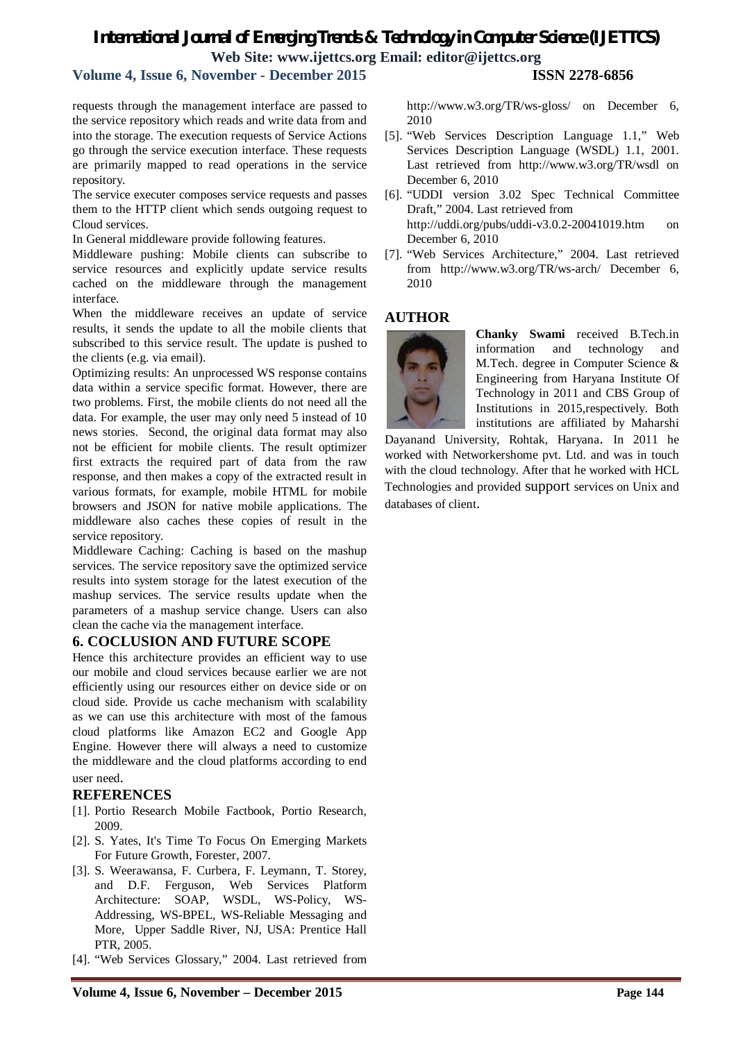requests through the management interface are passed to the service repository which reads and write data from and into the storage. The execution requests of Service Actions go through the service execution interface. These requests are primarily mapped to read operations in the service repository.

The service executer composes service requests and passes them to the HTTP client which sends outgoing request to Cloud services.

In General middleware provide following features.

Middleware pushing: Mobile clients can subscribe to service resources and explicitly update service results cached on the middleware through the management interface.

When the middleware receives an update of service results, it sends the update to all the mobile clients that subscribed to this service result. The update is pushed to the clients (e.g. via email).

Optimizing results: An unprocessed WS response contains data within a service specific format. However, there are two problems. First, the mobile clients do not need all the data. For example, the user may only need 5 instead of 10 news stories. Second, the original data format may also not be efficient for mobile clients. The result optimizer first extracts the required part of data from the raw response, and then makes a copy of the extracted result in various formats, for example, mobile HTML for mobile browsers and JSON for native mobile applications. The middleware also caches these copies of result in the service repository.

Middleware Caching: Caching is based on the mashup services. The service repository save the optimized service results into system storage for the latest execution of the mashup services. The service results update when the parameters of a mashup service change. Users can also clean the cache via the management interface.

## 6. COCLUSION AND FUTURE SCOPE

Hence this architecture provides an efficient way to use our mobile and cloud services because earlier we are not efficiently using our resources either on device side or on cloud side. Provide us cache mechanism with scalability as we can use this architecture with most of the famous cloud platforms like Amazon EC2 and Google App Engine. However there will always a need to customize the middleware and the cloud platforms according to end user need.

## REFERENCES

[1]. Portio Research Mobile Factbook, Portio Research, 2009.

[2]. S. Yates, It's Time To Focus On Emerging Markets For Future Growth, Forester, 2007.

[3]. S. Weerawansa, F. Curbera, F. Leymann, T. Storey, and D.F. Ferguson, Web Services Platform Architecture: SOAP, WSDL, WS-Policy, WS-Addressing, WS-BPEL, WS-Reliable Messaging and More, Upper Saddle River, NJ, USA: Prentice Hall PTR, 2005.

[4]. "Web Services Glossary," 2004. Last retrieved from http://www.w3.org/TR/ws-gloss/ on December 6, 2010

[5]. "Web Services Description Language 1.1," Web Services Description Language (WSDL) 1.1, 2001. Last retrieved from http://www.w3.org/TR/wsdl on December 6, 2010

[6]. "UDDI version 3.02 Spec Technical Committee Draft," 2004. Last retrieved from http://uddi.org/pubs/uddi-v3.0.2-20041019.htm on December 6, 2010

[7]. "Web Services Architecture," 2004. Last retrieved from http://www.w3.org/TR/ws-arch/ December 6, 2010

## AUTHOR

**Chanky Swami** received B.Tech.in information and technology and M.Tech. degree in Computer Science & Engineering from Haryana Institute Of Technology in 2011 and CBS Group of Institutions in 2015,respectively. Both institutions are affiliated by Maharshi Dayanand University, Rohtak, Haryana. In 2011 he worked with Networkershome pvt. Ltd. and was in touch with the cloud technology. After that he worked with HCL Technologies and provided support services on Unix and databases of client.